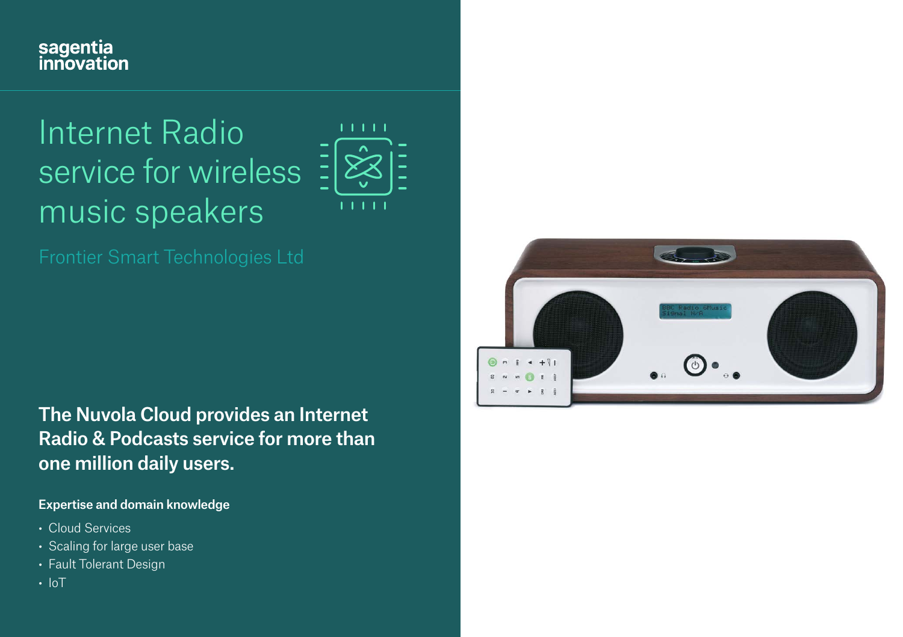sagentia innovation

# Internet Radio service for wireless music speakers

## Frontier Smart Technologies Ltd

**The Nuvola Cloud provides an Internet Radio & Podcasts service for more than one million daily users.**

**Expertise and domain knowledge**

- Cloud Services
- Scaling for large user base
- Fault Tolerant Design
- IoT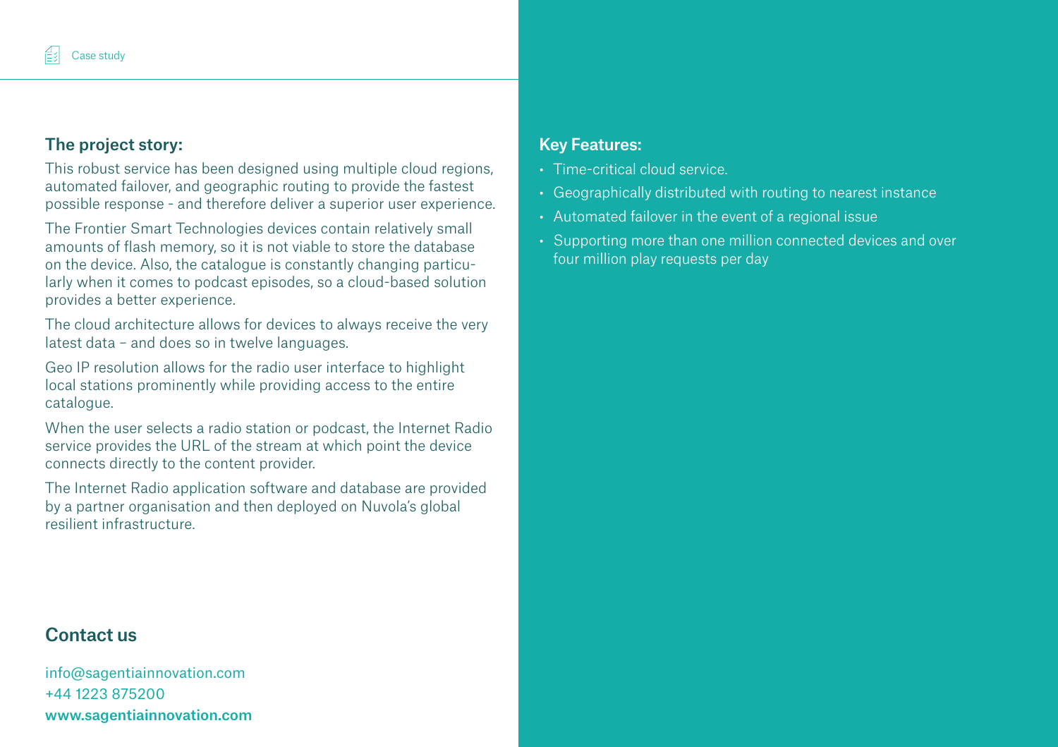## The project story:

This robust service has been designed using multiple cloud regions, automated failover, and geographic routing to provide the fastest possible response - and therefore deliver a superior user experience.

The Frontier Smart Technologies devices contain relatively small amounts of flash memory, so it is not viable to store the database on the device. Also, the catalogue is constantly changing particularly when it comes to podcast episodes, so a cloud-based solution provides a better experience.

The cloud architecture allows for devices to always receive the very latest data – and does so in twelve languages.

Geo IP resolution allows for the radio user interface to highlight local stations prominently while providing access to the entire catalogue.

When the user selects a radio station or podcast, the Internet Radio service provides the URL of the stream at which point the device connects directly to the content provider.

The Internet Radio application software and database are provided by a partner organisation and then deployed on Nuvola's global resilient infrastructure.

## Contact us

info@sagentiainnovation.com
+44 1223 875200
**www.sagentiainnovation.com**

## Key Features:

- Time-critical cloud service.
- Geographically distributed with routing to nearest instance
- Automated failover in the event of a regional issue
- Supporting more than one million connected devices and over four million play requests per day